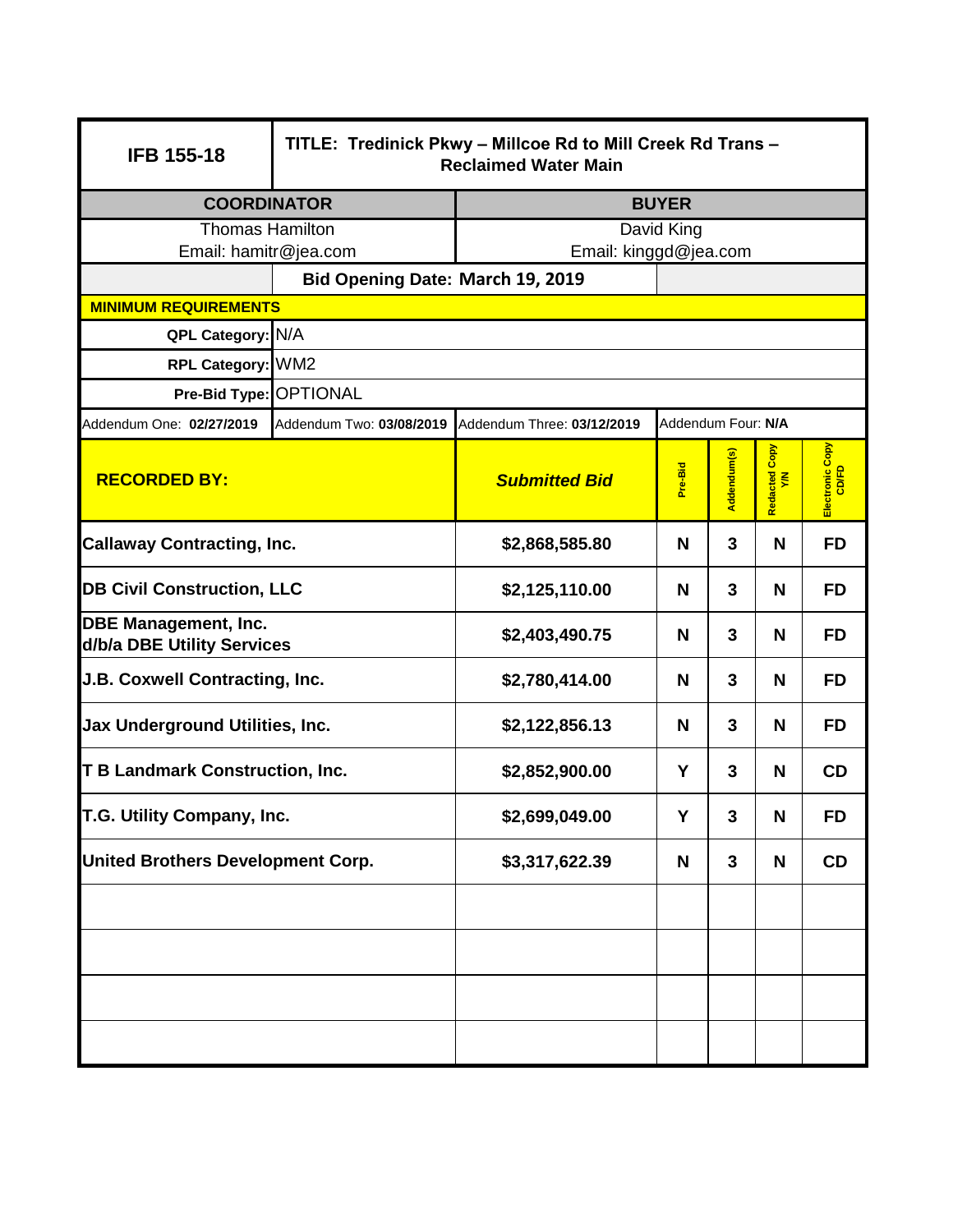| IFB 155-18 | TITLE: Tredinick Pkwy – Millcoe Rd to Mill Creek Rd Trans – Reclaimed Water Main | | | | | |
|---|---|---|---|---|---|---|
| **COORDINATOR** | | **BUYER** | | | | |
| Thomas Hamilton<br>Email: hamitr@jea.com | | David King<br>Email: kinggd@jea.com | | | | |
| | **Bid Opening Date: March 19, 2019** | | | | | |
| **MINIMUM REQUIREMENTS** | | | | | | |
| **QPL Category:** | N/A | | | | | |
| **RPL Category:** | WM2 | | | | | |
| **Pre-Bid Type:** | OPTIONAL | | | | | |
| Addendum One: **02/27/2019** | Addendum Two: **03/08/2019** | Addendum Three: **03/12/2019** | Addendum Four: **N/A** | | | |
| **RECORDED BY:** | | ***Submitted Bid*** | **Pre-Bid** | **Addendum(s)** | **Redacted Copy Y/N** | **Electronic Copy CD/FD** |
| **Callaway Contracting, Inc.** | | **$2,868,585.80** | **N** | **3** | **N** | **FD** |
| **DB Civil Construction, LLC** | | **$2,125,110.00** | **N** | **3** | **N** | **FD** |
| **DBE Management, Inc. d/b/a DBE Utility Services** | | **$2,403,490.75** | **N** | **3** | **N** | **FD** |
| **J.B. Coxwell Contracting, Inc.** | | **$2,780,414.00** | **N** | **3** | **N** | **FD** |
| **Jax Underground Utilities, Inc.** | | **$2,122,856.13** | **N** | **3** | **N** | **FD** |
| **T B Landmark Construction, Inc.** | | **$2,852,900.00** | **Y** | **3** | **N** | **CD** |
| **T.G. Utility Company, Inc.** | | **$2,699,049.00** | **Y** | **3** | **N** | **FD** |
| **United Brothers Development Corp.** | | **$3,317,622.39** | **N** | **3** | **N** | **CD** |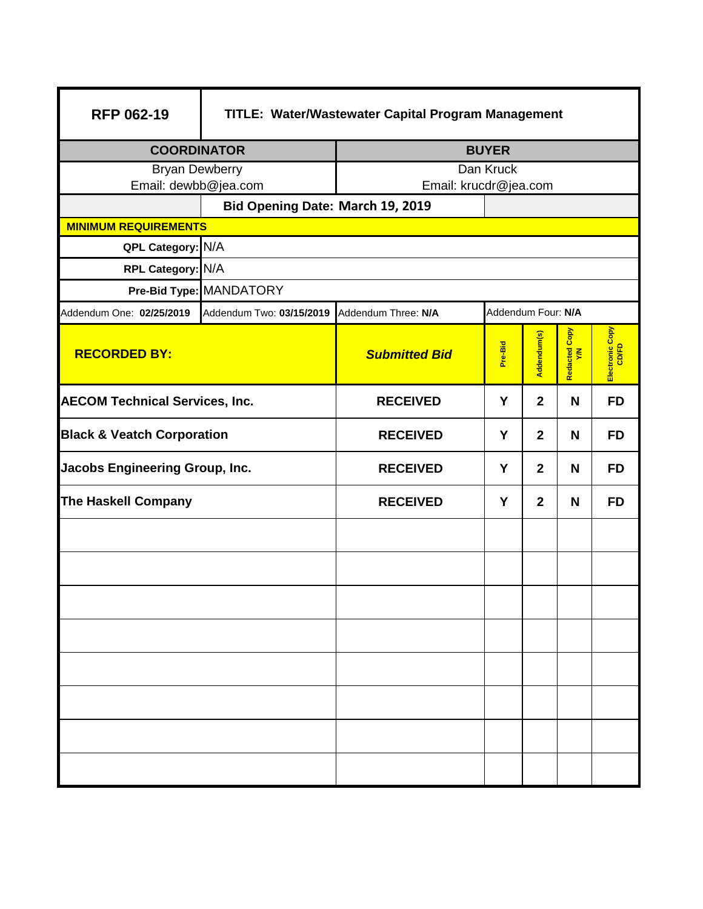| | | | | | |
|---|---|---|---|---|---|
| **RFP 062-19** | **TITLE: Water/Wastewater Capital Program Management** | | | | |

| **COORDINATOR** | **BUYER** |
|---|---|
| Bryan Dewberry<br>Email: dewbb@jea.com | Dan Kruck<br>Email: krucdr@jea.com |

**Bid Opening Date: March 19, 2019**

**MINIMUM REQUIREMENTS**

| | |
|---|---|
| **QPL Category:** | N/A |
| **RPL Category:** | N/A |
| **Pre-Bid Type:** | MANDATORY |

| | | | |
|---|---|---|---|
| Addendum One: **02/25/2019** | Addendum Two: **03/15/2019** | Addendum Three: **N/A** | Addendum Four: **N/A** |

| **RECORDED BY:** | ***Submitted Bid*** | **Pre-Bid** | **Addendum(s)** | **Redacted Copy Y/N** | **Electronic Copy CD/FD** |
|---|---|---|---|---|---|
| **AECOM Technical Services, Inc.** | **RECEIVED** | **Y** | **2** | **N** | **FD** |
| **Black & Veatch Corporation** | **RECEIVED** | **Y** | **2** | **N** | **FD** |
| **Jacobs Engineering Group, Inc.** | **RECEIVED** | **Y** | **2** | **N** | **FD** |
| **The Haskell Company** | **RECEIVED** | **Y** | **2** | **N** | **FD** |
| | | | | | |
| | | | | | |
| | | | | | |
| | | | | | |
| | | | | | |
| | | | | | |
| | | | | | |
| | | | | | |